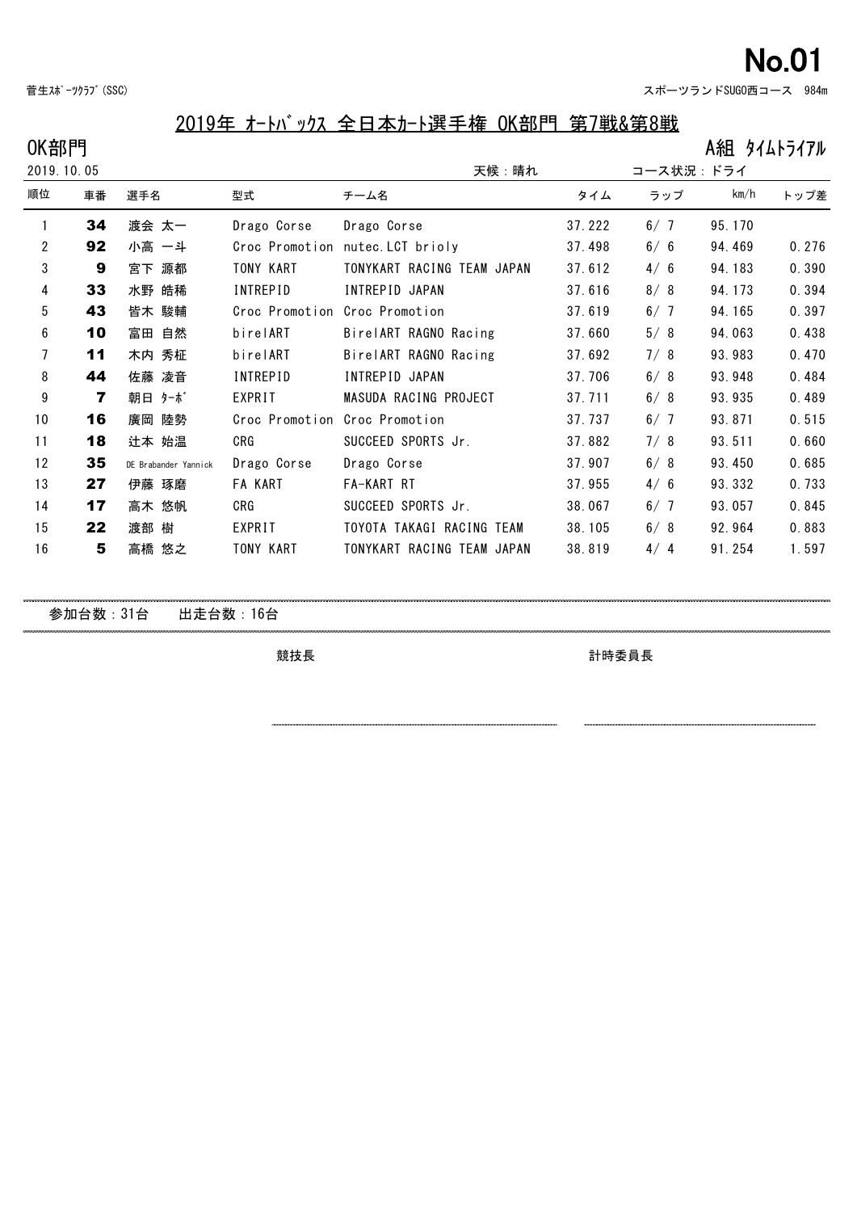No.01

菅生ｽﾎﾟｰﾂｸﾗﾌﾞ(SSC)

スポーツランドSUGO西コース　984m

## 2019年 ｵｰﾄﾊﾞｯｸｽ 全日本ｶｰﾄ選手権 OK部門 第7戦&第8戦

OK部門

A組 ﾀｲﾑﾄﾗｲｱﾙ

2019.10.05　　天候：晴れ　　コース状況：ドライ

| 順位 | 車番 | 選手名 | 型式 | チーム名 | タイム | ラップ | km/h | トップ差 |
|---|---|---|---|---|---|---|---|---|
| 1 | 34 | 渡会 太一 | Drago Corse | Drago Corse | 37.222 | 6/ 7 | 95.170 | |
| 2 | 92 | 小高 一斗 | Croc Promotion | nutec.LCT brioly | 37.498 | 6/ 6 | 94.469 | 0.276 |
| 3 | 9 | 宮下 源都 | TONY KART | TONYKART RACING TEAM JAPAN | 37.612 | 4/ 6 | 94.183 | 0.390 |
| 4 | 33 | 水野 皓稀 | INTREPID | INTREPID JAPAN | 37.616 | 8/ 8 | 94.173 | 0.394 |
| 5 | 43 | 皆木 駿輔 | Croc Promotion | Croc Promotion | 37.619 | 6/ 7 | 94.165 | 0.397 |
| 6 | 10 | 富田 自然 | birelART | BirelART RAGNO Racing | 37.660 | 5/ 8 | 94.063 | 0.438 |
| 7 | 11 | 木内 秀柾 | birelART | BirelART RAGNO Racing | 37.692 | 7/ 8 | 93.983 | 0.470 |
| 8 | 44 | 佐藤 凌音 | INTREPID | INTREPID JAPAN | 37.706 | 6/ 8 | 93.948 | 0.484 |
| 9 | 7 | 朝日 ﾀｰﾎﾞ | EXPRIT | MASUDA RACING PROJECT | 37.711 | 6/ 8 | 93.935 | 0.489 |
| 10 | 16 | 廣岡 陸勢 | Croc Promotion | Croc Promotion | 37.737 | 6/ 7 | 93.871 | 0.515 |
| 11 | 18 | 辻本 始温 | CRG | SUCCEED SPORTS Jr. | 37.882 | 7/ 8 | 93.511 | 0.660 |
| 12 | 35 | DE Brabander Yannick | Drago Corse | Drago Corse | 37.907 | 6/ 8 | 93.450 | 0.685 |
| 13 | 27 | 伊藤 琢磨 | FA KART | FA-KART RT | 37.955 | 4/ 6 | 93.332 | 0.733 |
| 14 | 17 | 高木 悠帆 | CRG | SUCCEED SPORTS Jr. | 38.067 | 6/ 7 | 93.057 | 0.845 |
| 15 | 22 | 渡部 樹 | EXPRIT | TOYOTA TAKAGI RACING TEAM | 38.105 | 6/ 8 | 92.964 | 0.883 |
| 16 | 5 | 高橋 悠之 | TONY KART | TONYKART RACING TEAM JAPAN | 38.819 | 4/ 4 | 91.254 | 1.597 |

参加台数：31台　　出走台数：16台

競技長　　　　計時委員長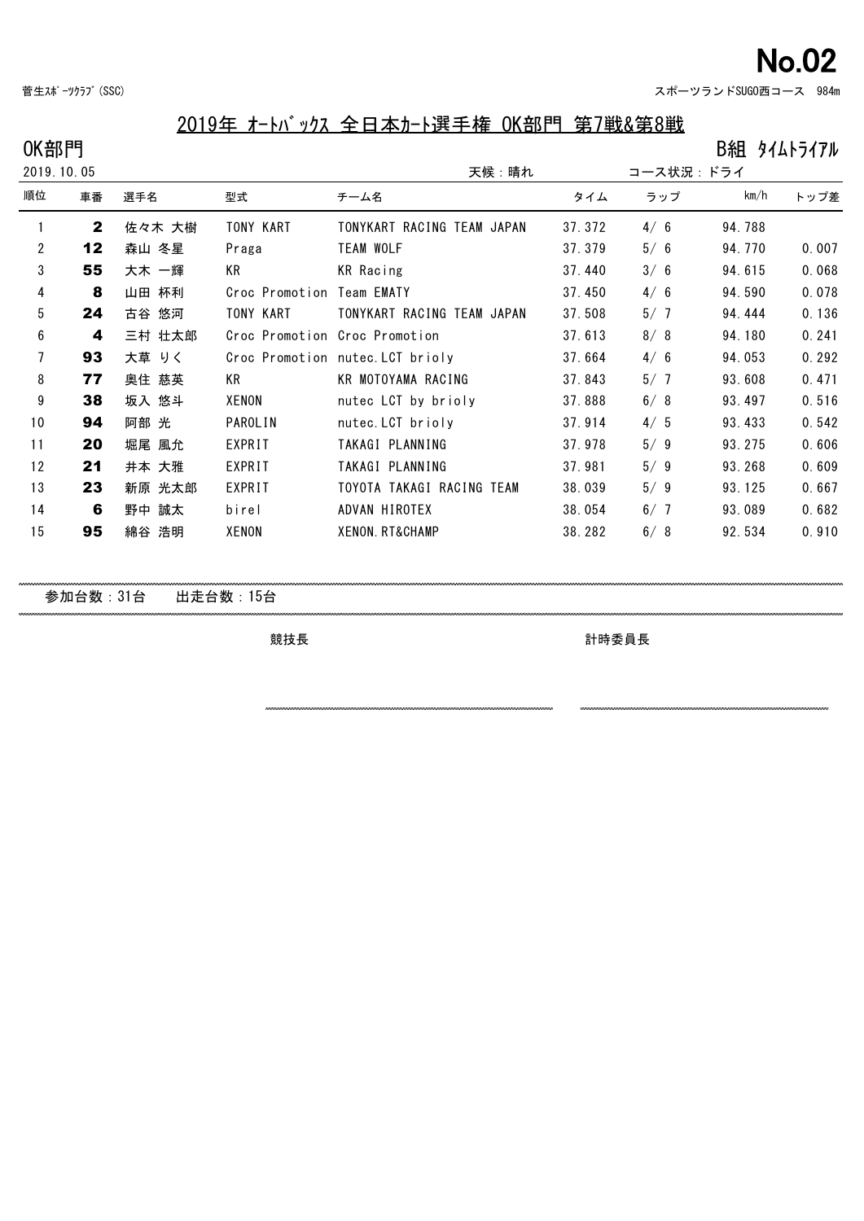No.02

菅生ｽﾎﾟｰﾂｸﾗﾌﾞ(SSC)　　スポーツランドSUGO西コース　984m

## 2019年 ｵｰﾄﾊﾞｯｸｽ 全日本ｶｰﾄ選手権 OK部門 第7戦&第8戦

OK部門　　B組 ﾀｲﾑﾄﾗｲｱﾙ

2019.10.05　　天候：晴れ　　コース状況：ドライ

| 順位 | 車番 | 選手名 | 型式 | チーム名 | タイム | ラップ | km/h | トップ差 |
|---|---|---|---|---|---|---|---|---|
| 1 | **2** | 佐々木 大樹 | TONY KART | TONYKART RACING TEAM JAPAN | 37.372 | 4/ 6 | 94.788 | |
| 2 | **12** | 森山 冬星 | Praga | TEAM WOLF | 37.379 | 5/ 6 | 94.770 | 0.007 |
| 3 | **55** | 大木 一輝 | KR | KR Racing | 37.440 | 3/ 6 | 94.615 | 0.068 |
| 4 | **8** | 山田 杯利 | Croc Promotion | Team EMATY | 37.450 | 4/ 6 | 94.590 | 0.078 |
| 5 | **24** | 古谷 悠河 | TONY KART | TONYKART RACING TEAM JAPAN | 37.508 | 5/ 7 | 94.444 | 0.136 |
| 6 | **4** | 三村 壮太郎 | Croc Promotion | Croc Promotion | 37.613 | 8/ 8 | 94.180 | 0.241 |
| 7 | **93** | 大草 りく | Croc Promotion | nutec.LCT brioly | 37.664 | 4/ 6 | 94.053 | 0.292 |
| 8 | **77** | 奥住 慈英 | KR | KR MOTOYAMA RACING | 37.843 | 5/ 7 | 93.608 | 0.471 |
| 9 | **38** | 坂入 悠斗 | XENON | nutec LCT by brioly | 37.888 | 6/ 8 | 93.497 | 0.516 |
| 10 | **94** | 阿部 光 | PAROLIN | nutec.LCT brioly | 37.914 | 4/ 5 | 93.433 | 0.542 |
| 11 | **20** | 堀尾 風允 | EXPRIT | TAKAGI PLANNING | 37.978 | 5/ 9 | 93.275 | 0.606 |
| 12 | **21** | 井本 大雅 | EXPRIT | TAKAGI PLANNING | 37.981 | 5/ 9 | 93.268 | 0.609 |
| 13 | **23** | 新原 光太郎 | EXPRIT | TOYOTA TAKAGI RACING TEAM | 38.039 | 5/ 9 | 93.125 | 0.667 |
| 14 | **6** | 野中 誠太 | birel | ADVAN HIROTEX | 38.054 | 6/ 7 | 93.089 | 0.682 |
| 15 | **95** | 綿谷 浩明 | XENON | XENON.RT&CHAMP | 38.282 | 6/ 8 | 92.534 | 0.910 |

参加台数：31台　　出走台数：15台

競技長　　計時委員長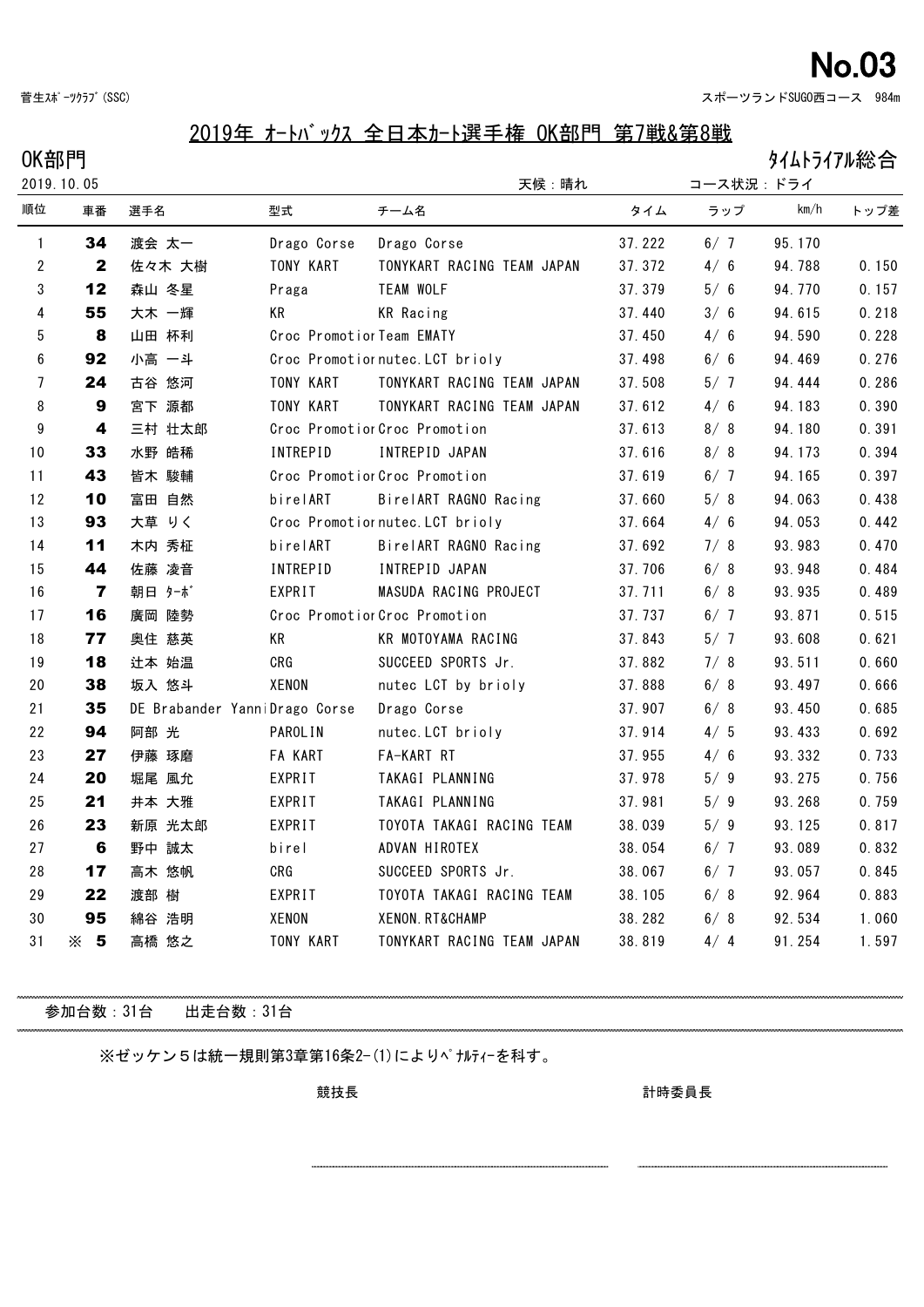No.03

菅生ｽﾎﾟｰﾂｸﾗﾌﾞ(SSC)　　スポーツランドSUGO西コース　984m

# 2019年 ｵｰﾄﾊﾞｯｸｽ 全日本ｶｰﾄ選手権 OK部門 第7戦&第8戦

## OK部門　　タイムトライアル総合

2019.10.05　　天候：晴れ　　コース状況：ドライ

| 順位 | 車番 | 選手名 | 型式 | チーム名 | タイム | ラップ | km/h | トップ差 |
|---|---|---|---|---|---|---|---|---|
| 1 | 34 | 渡会 太一 | Drago Corse | Drago Corse | 37.222 | 6/ 7 | 95.170 | |
| 2 | 2 | 佐々木 大樹 | TONY KART | TONYKART RACING TEAM JAPAN | 37.372 | 4/ 6 | 94.788 | 0.150 |
| 3 | 12 | 森山 冬星 | Praga | TEAM WOLF | 37.379 | 5/ 6 | 94.770 | 0.157 |
| 4 | 55 | 大木 一輝 | KR | KR Racing | 37.440 | 3/ 6 | 94.615 | 0.218 |
| 5 | 8 | 山田 杯利 | Croc Promotion | Team EMATY | 37.450 | 4/ 6 | 94.590 | 0.228 |
| 6 | 92 | 小高 一斗 | Croc Promotion | nutec.LCT brioly | 37.498 | 6/ 6 | 94.469 | 0.276 |
| 7 | 24 | 古谷 悠河 | TONY KART | TONYKART RACING TEAM JAPAN | 37.508 | 5/ 7 | 94.444 | 0.286 |
| 8 | 9 | 宮下 源都 | TONY KART | TONYKART RACING TEAM JAPAN | 37.612 | 4/ 6 | 94.183 | 0.390 |
| 9 | 4 | 三村 壮太郎 | Croc Promotion | Croc Promotion | 37.613 | 8/ 8 | 94.180 | 0.391 |
| 10 | 33 | 水野 皓稀 | INTREPID | INTREPID JAPAN | 37.616 | 8/ 8 | 94.173 | 0.394 |
| 11 | 43 | 皆木 駿輔 | Croc Promotion | Croc Promotion | 37.619 | 6/ 7 | 94.165 | 0.397 |
| 12 | 10 | 富田 自然 | birelART | BirelART RAGNO Racing | 37.660 | 5/ 8 | 94.063 | 0.438 |
| 13 | 93 | 大草 りく | Croc Promotion | nutec.LCT brioly | 37.664 | 4/ 6 | 94.053 | 0.442 |
| 14 | 11 | 木内 秀柾 | birelART | BirelART RAGNO Racing | 37.692 | 7/ 8 | 93.983 | 0.470 |
| 15 | 44 | 佐藤 凌音 | INTREPID | INTREPID JAPAN | 37.706 | 6/ 8 | 93.948 | 0.484 |
| 16 | 7 | 朝日 ﾀｰﾎﾞ | EXPRIT | MASUDA RACING PROJECT | 37.711 | 6/ 8 | 93.935 | 0.489 |
| 17 | 16 | 廣岡 陸勢 | Croc Promotion | Croc Promotion | 37.737 | 6/ 7 | 93.871 | 0.515 |
| 18 | 77 | 奥住 慈英 | KR | KR MOTOYAMA RACING | 37.843 | 5/ 7 | 93.608 | 0.621 |
| 19 | 18 | 辻本 始温 | CRG | SUCCEED SPORTS Jr. | 37.882 | 7/ 8 | 93.511 | 0.660 |
| 20 | 38 | 坂入 悠斗 | XENON | nutec LCT by brioly | 37.888 | 6/ 8 | 93.497 | 0.666 |
| 21 | 35 | DE Brabander Yanni | Drago Corse | Drago Corse | 37.907 | 6/ 8 | 93.450 | 0.685 |
| 22 | 94 | 阿部 光 | PAROLIN | nutec.LCT brioly | 37.914 | 4/ 5 | 93.433 | 0.692 |
| 23 | 27 | 伊藤 琢磨 | FA KART | FA-KART RT | 37.955 | 4/ 6 | 93.332 | 0.733 |
| 24 | 20 | 堀尾 風允 | EXPRIT | TAKAGI PLANNING | 37.978 | 5/ 9 | 93.275 | 0.756 |
| 25 | 21 | 井本 大雅 | EXPRIT | TAKAGI PLANNING | 37.981 | 5/ 9 | 93.268 | 0.759 |
| 26 | 23 | 新原 光太郎 | EXPRIT | TOYOTA TAKAGI RACING TEAM | 38.039 | 5/ 9 | 93.125 | 0.817 |
| 27 | 6 | 野中 誠太 | birel | ADVAN HIROTEX | 38.054 | 6/ 7 | 93.089 | 0.832 |
| 28 | 17 | 高木 悠帆 | CRG | SUCCEED SPORTS Jr. | 38.067 | 6/ 7 | 93.057 | 0.845 |
| 29 | 22 | 渡部 樹 | EXPRIT | TOYOTA TAKAGI RACING TEAM | 38.105 | 6/ 8 | 92.964 | 0.883 |
| 30 | 95 | 綿谷 浩明 | XENON | XENON.RT&CHAMP | 38.282 | 6/ 8 | 92.534 | 1.060 |
| 31 | ※ 5 | 高橋 悠之 | TONY KART | TONYKART RACING TEAM JAPAN | 38.819 | 4/ 4 | 91.254 | 1.597 |

参加台数：31台　　出走台数：31台

※ゼッケン５は統一規則第3章第16条2-(1)によりﾍﾟﾅﾙﾃｨｰを科す。

競技長　　計時委員長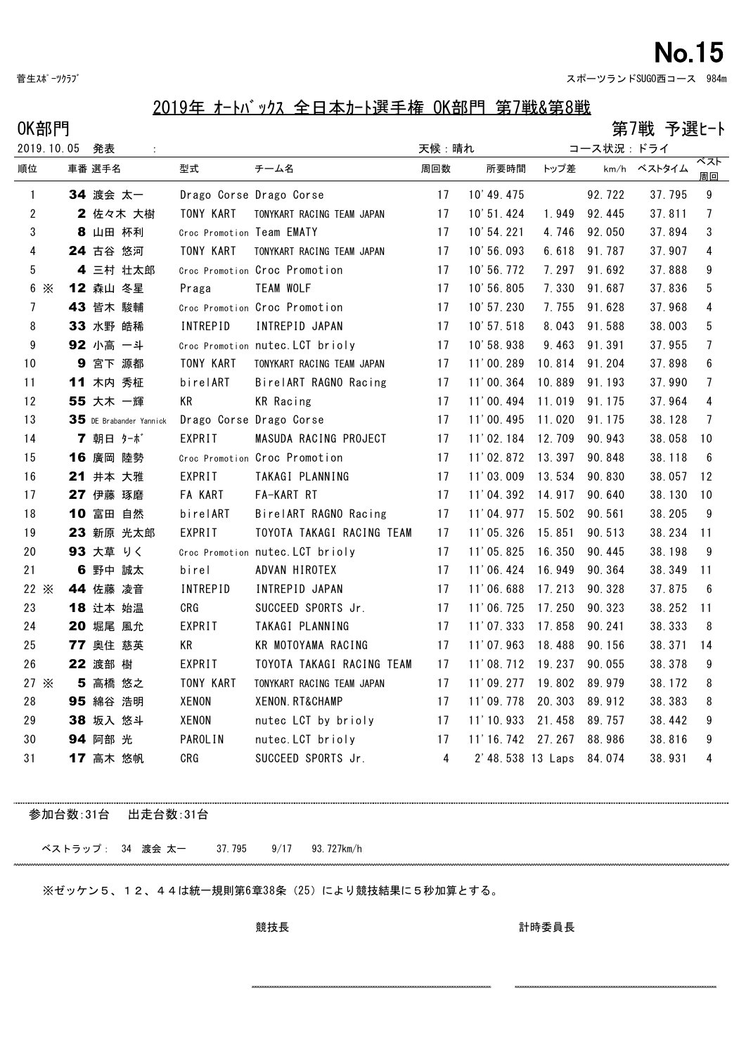No.15

菅生ｽﾎﾟｰﾂｸﾗﾌﾞ　　スポーツランドSUGO西コース　984m

## 2019年 ｵｰﾄﾊﾞｯｸｽ 全日本ｶｰﾄ選手権 OK部門 第7戦&第8戦

OK部門　　第7戦 予選ﾋｰﾄ

2019.10.05 発表 :　　天候：晴れ　　コース状況：ドライ

| 順位 | 車番 | 選手名 | 型式 | チーム名 | 周回数 | 所要時間 | トップ差 | km/h | ベストタイム | ベスト周回 |
|---|---|---|---|---|---|---|---|---|---|---|
| 1 | **34** | 渡会 太一 | Drago Corse | Drago Corse | 17 | 10'49.475 | | 92.722 | 37.795 | 9 |
| 2 | **2** | 佐々木 大樹 | TONY KART | TONYKART RACING TEAM JAPAN | 17 | 10'51.424 | 1.949 | 92.445 | 37.811 | 7 |
| 3 | **8** | 山田 杯利 | Croc Promotion | Team EMATY | 17 | 10'54.221 | 4.746 | 92.050 | 37.894 | 3 |
| 4 | **24** | 古谷 悠河 | TONY KART | TONYKART RACING TEAM JAPAN | 17 | 10'56.093 | 6.618 | 91.787 | 37.907 | 4 |
| 5 | **4** | 三村 壮太郎 | Croc Promotion | Croc Promotion | 17 | 10'56.772 | 7.297 | 91.692 | 37.888 | 9 |
| 6 ※ | **12** | 森山 冬星 | Praga | TEAM WOLF | 17 | 10'56.805 | 7.330 | 91.687 | 37.836 | 5 |
| 7 | **43** | 皆木 駿輔 | Croc Promotion | Croc Promotion | 17 | 10'57.230 | 7.755 | 91.628 | 37.968 | 4 |
| 8 | **33** | 水野 皓稀 | INTREPID | INTREPID JAPAN | 17 | 10'57.518 | 8.043 | 91.588 | 38.003 | 5 |
| 9 | **92** | 小高 一斗 | Croc Promotion | nutec.LCT brioly | 17 | 10'58.938 | 9.463 | 91.391 | 37.955 | 7 |
| 10 | **9** | 宮下 源都 | TONY KART | TONYKART RACING TEAM JAPAN | 17 | 11'00.289 | 10.814 | 91.204 | 37.898 | 6 |
| 11 | **11** | 木内 秀柾 | birelART | BirelART RAGNO Racing | 17 | 11'00.364 | 10.889 | 91.193 | 37.990 | 7 |
| 12 | **55** | 大木 一輝 | KR | KR Racing | 17 | 11'00.494 | 11.019 | 91.175 | 37.964 | 4 |
| 13 | **35** | DE Brabander Yannick | Drago Corse | Drago Corse | 17 | 11'00.495 | 11.020 | 91.175 | 38.128 | 7 |
| 14 | **7** | 朝日 ﾀｰﾎﾞ | EXPRIT | MASUDA RACING PROJECT | 17 | 11'02.184 | 12.709 | 90.943 | 38.058 | 10 |
| 15 | **16** | 廣岡 陸勢 | Croc Promotion | Croc Promotion | 17 | 11'02.872 | 13.397 | 90.848 | 38.118 | 6 |
| 16 | **21** | 井本 大雅 | EXPRIT | TAKAGI PLANNING | 17 | 11'03.009 | 13.534 | 90.830 | 38.057 | 12 |
| 17 | **27** | 伊藤 琢磨 | FA KART | FA-KART RT | 17 | 11'04.392 | 14.917 | 90.640 | 38.130 | 10 |
| 18 | **10** | 富田 自然 | birelART | BirelART RAGNO Racing | 17 | 11'04.977 | 15.502 | 90.561 | 38.205 | 9 |
| 19 | **23** | 新原 光太郎 | EXPRIT | TOYOTA TAKAGI RACING TEAM | 17 | 11'05.326 | 15.851 | 90.513 | 38.234 | 11 |
| 20 | **93** | 大草 りく | Croc Promotion | nutec.LCT brioly | 17 | 11'05.825 | 16.350 | 90.445 | 38.198 | 9 |
| 21 | **6** | 野中 誠太 | birel | ADVAN HIROTEX | 17 | 11'06.424 | 16.949 | 90.364 | 38.349 | 11 |
| 22 ※ | **44** | 佐藤 凌音 | INTREPID | INTREPID JAPAN | 17 | 11'06.688 | 17.213 | 90.328 | 37.875 | 6 |
| 23 | **18** | 辻本 始温 | CRG | SUCCEED SPORTS Jr. | 17 | 11'06.725 | 17.250 | 90.323 | 38.252 | 11 |
| 24 | **20** | 堀尾 風允 | EXPRIT | TAKAGI PLANNING | 17 | 11'07.333 | 17.858 | 90.241 | 38.333 | 8 |
| 25 | **77** | 奥住 慈英 | KR | KR MOTOYAMA RACING | 17 | 11'07.963 | 18.488 | 90.156 | 38.371 | 14 |
| 26 | **22** | 渡部 樹 | EXPRIT | TOYOTA TAKAGI RACING TEAM | 17 | 11'08.712 | 19.237 | 90.055 | 38.378 | 9 |
| 27 ※ | **5** | 高橋 悠之 | TONY KART | TONYKART RACING TEAM JAPAN | 17 | 11'09.277 | 19.802 | 89.979 | 38.172 | 8 |
| 28 | **95** | 綿谷 浩明 | XENON | XENON.RT&CHAMP | 17 | 11'09.778 | 20.303 | 89.912 | 38.383 | 8 |
| 29 | **38** | 坂入 悠斗 | XENON | nutec LCT by brioly | 17 | 11'10.933 | 21.458 | 89.757 | 38.442 | 9 |
| 30 | **94** | 阿部 光 | PAROLIN | nutec.LCT brioly | 17 | 11'16.742 | 27.267 | 88.986 | 38.816 | 9 |
| 31 | **17** | 高木 悠帆 | CRG | SUCCEED SPORTS Jr. | 4 | 2'48.538 | 13 Laps | 84.074 | 38.931 | 4 |

参加台数:31台　出走台数:31台

ベストラップ： 34 渡会 太一　37.795　9/17　93.727km/h

※ゼッケン５、１２、４４は統一規則第6章38条（25）により競技結果に５秒加算とする。

競技長　　　　計時委員長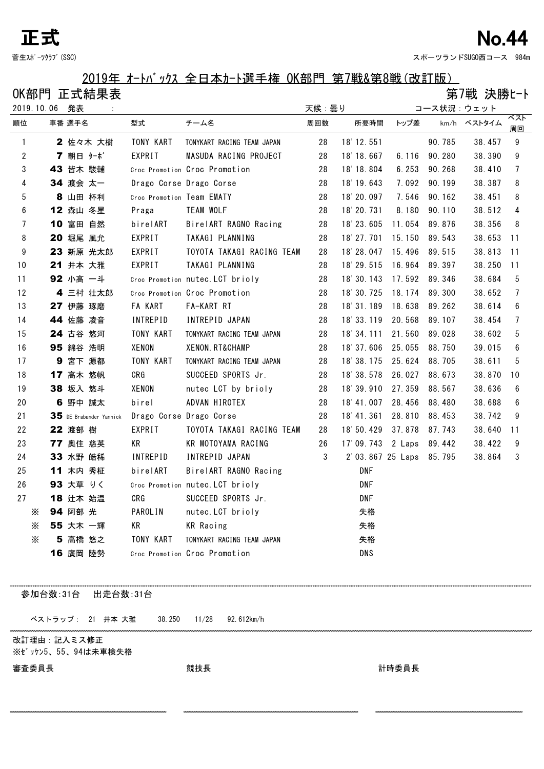# 正式

**No.44**

菅生ｽﾎﾟｰﾂｸﾗﾌﾞ(SSC)

スポーツランドSUGO西コース　984m

## 2019年 ｵｰﾄﾊﾞｯｸｽ 全日本ｶｰﾄ選手権 OK部門 第7戦&第8戦(改訂版)

## OK部門 正式結果表

第7戦 決勝ﾋｰﾄ

2019.10.06　発表　:

天候：曇り　　コース状況：ウェット

| 順位 | 車番 | 選手名 | 型式 | チーム名 | 周回数 | 所要時間 | トップ差 | km/h | ベストタイム | ベスト周回 |
|---|---|---|---|---|---|---|---|---|---|---|
| 1 | 2 | 佐々木 大樹 | TONY KART | TONYKART RACING TEAM JAPAN | 28 | 18'12.551 | | 90.785 | 38.457 | 9 |
| 2 | 7 | 朝日 ﾀｰﾎﾞ | EXPRIT | MASUDA RACING PROJECT | 28 | 18'18.667 | 6.116 | 90.280 | 38.390 | 9 |
| 3 | 43 | 皆木 駿輔 | Croc Promotion | Croc Promotion | 28 | 18'18.804 | 6.253 | 90.268 | 38.410 | 7 |
| 4 | 34 | 渡会 太一 | Drago Corse | Drago Corse | 28 | 18'19.643 | 7.092 | 90.199 | 38.387 | 8 |
| 5 | 8 | 山田 杯利 | Croc Promotion | Team EMATY | 28 | 18'20.097 | 7.546 | 90.162 | 38.451 | 8 |
| 6 | 12 | 森山 冬星 | Praga | TEAM WOLF | 28 | 18'20.731 | 8.180 | 90.110 | 38.512 | 4 |
| 7 | 10 | 冨田 自然 | birelART | BirelART RAGNO Racing | 28 | 18'23.605 | 11.054 | 89.876 | 38.356 | 8 |
| 8 | 20 | 堀尾 風允 | EXPRIT | TAKAGI PLANNING | 28 | 18'27.701 | 15.150 | 89.543 | 38.653 | 11 |
| 9 | 23 | 新原 光太郎 | EXPRIT | TOYOTA TAKAGI RACING TEAM | 28 | 18'28.047 | 15.496 | 89.515 | 38.813 | 11 |
| 10 | 21 | 井本 大雅 | EXPRIT | TAKAGI PLANNING | 28 | 18'29.515 | 16.964 | 89.397 | 38.250 | 11 |
| 11 | 92 | 小高 一斗 | Croc Promotion | nutec.LCT brioly | 28 | 18'30.143 | 17.592 | 89.346 | 38.684 | 5 |
| 12 | 4 | 三村 壮太郎 | Croc Promotion | Croc Promotion | 28 | 18'30.725 | 18.174 | 89.300 | 38.652 | 7 |
| 13 | 27 | 伊藤 琢磨 | FA KART | FA-KART RT | 28 | 18'31.189 | 18.638 | 89.262 | 38.614 | 6 |
| 14 | 44 | 佐藤 凌音 | INTREPID | INTREPID JAPAN | 28 | 18'33.119 | 20.568 | 89.107 | 38.454 | 7 |
| 15 | 24 | 古谷 悠河 | TONY KART | TONYKART RACING TEAM JAPAN | 28 | 18'34.111 | 21.560 | 89.028 | 38.602 | 5 |
| 16 | 95 | 綿谷 浩明 | XENON | XENON.RT&CHAMP | 28 | 18'37.606 | 25.055 | 88.750 | 39.015 | 6 |
| 17 | 9 | 宮下 源都 | TONY KART | TONYKART RACING TEAM JAPAN | 28 | 18'38.175 | 25.624 | 88.705 | 38.611 | 5 |
| 18 | 17 | 高木 悠帆 | CRG | SUCCEED SPORTS Jr. | 28 | 18'38.578 | 26.027 | 88.673 | 38.870 | 10 |
| 19 | 38 | 坂入 悠斗 | XENON | nutec LCT by brioly | 28 | 18'39.910 | 27.359 | 88.567 | 38.636 | 6 |
| 20 | 6 | 野中 誠太 | birel | ADVAN HIROTEX | 28 | 18'41.007 | 28.456 | 88.480 | 38.688 | 6 |
| 21 | 35 | DE Brabander Yannick | Drago Corse | Drago Corse | 28 | 18'41.361 | 28.810 | 88.453 | 38.742 | 9 |
| 22 | 22 | 渡部 樹 | EXPRIT | TOYOTA TAKAGI RACING TEAM | 28 | 18'50.429 | 37.878 | 87.743 | 38.640 | 11 |
| 23 | 77 | 奥住 慈英 | KR | KR MOTOYAMA RACING | 26 | 17'09.743 | 2 Laps | 89.442 | 38.422 | 9 |
| 24 | 33 | 水野 皓稀 | INTREPID | INTREPID JAPAN | 3 | 2'03.867 | 25 Laps | 85.795 | 38.864 | 3 |
| 25 | 11 | 木内 秀柾 | birelART | BirelART RAGNO Racing | | DNF | | | | |
| 26 | 93 | 大草 りく | Croc Promotion | nutec.LCT brioly | | DNF | | | | |
| 27 | 18 | 辻本 始温 | CRG | SUCCEED SPORTS Jr. | | DNF | | | | |
| ※ | 94 | 阿部 光 | PAROLIN | nutec.LCT brioly | | 失格 | | | | |
| ※ | 55 | 大木 一輝 | KR | KR Racing | | 失格 | | | | |
| ※ | 5 | 高橋 悠之 | TONY KART | TONYKART RACING TEAM JAPAN | | 失格 | | | | |
| | 16 | 廣岡 陸勢 | Croc Promotion | Croc Promotion | | DNS | | | | |

参加台数:31台　出走台数:31台

ベストラップ：　21　井本 大雅　　38.250　　11/28　　92.612km/h

改訂理由：記入ミス修正

※ｾﾞｯｹﾝ5、55、94は未車検失格

審査委員長　　　　競技長　　　　計時委員長